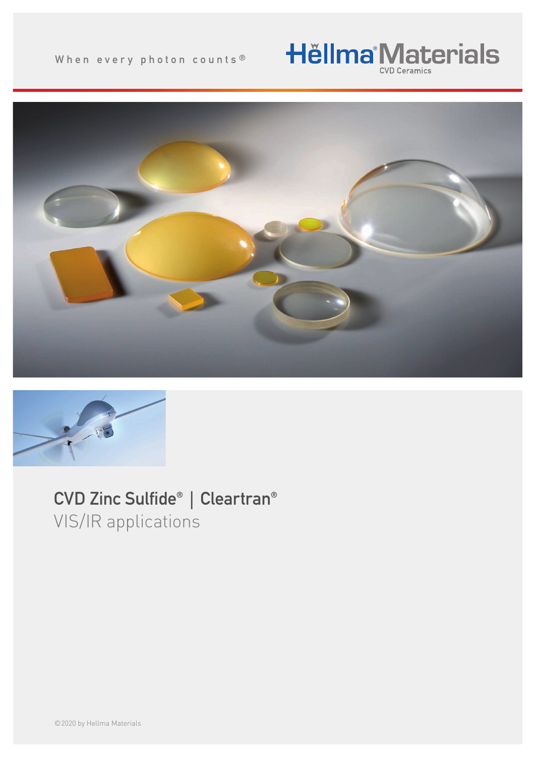When every photon counts®

Hellma® Materials
CVD Ceramics

# CVD Zinc Sulfide® | Cleartran®

## VIS/IR applications

©2020 by Hellma Materials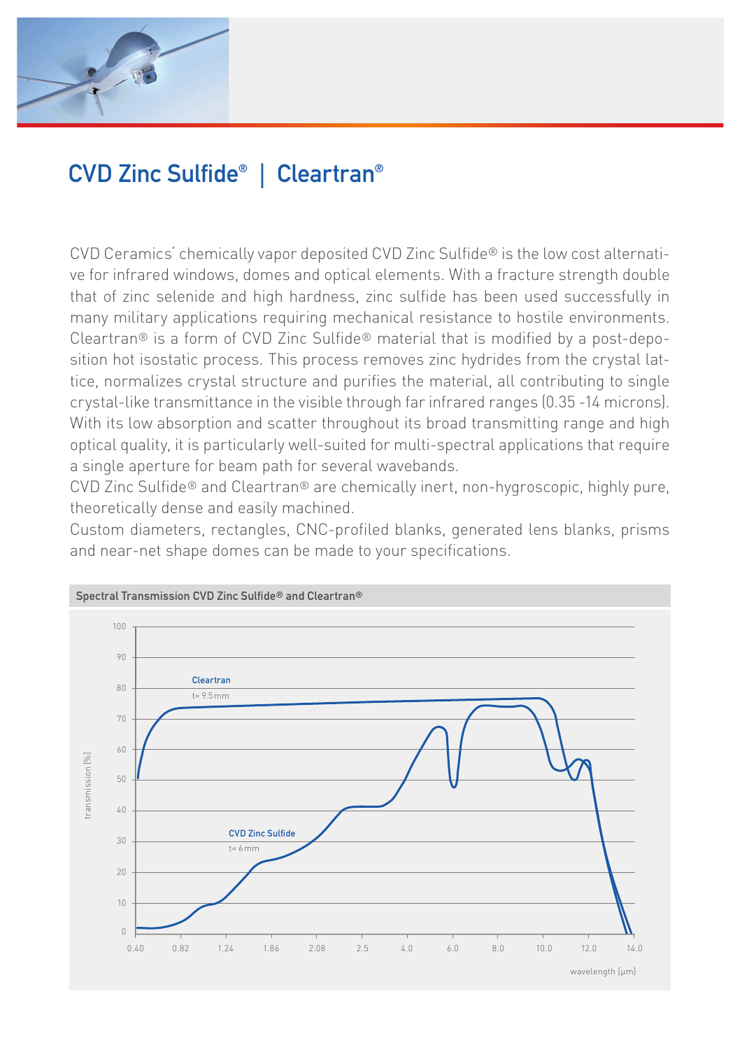# CVD Zinc Sulfide® | Cleartran®

CVD Ceramics' chemically vapor deposited CVD Zinc Sulfide® is the low cost alternative for infrared windows, domes and optical elements. With a fracture strength double that of zinc selenide and high hardness, zinc sulfide has been used successfully in many military applications requiring mechanical resistance to hostile environments. Cleartran® is a form of CVD Zinc Sulfide® material that is modified by a post-deposition hot isostatic process. This process removes zinc hydrides from the crystal lattice, normalizes crystal structure and purifies the material, all contributing to single crystal-like transmittance in the visible through far infrared ranges (0.35 -14 microns). With its low absorption and scatter throughout its broad transmitting range and high optical quality, it is particularly well-suited for multi-spectral applications that require a single aperture for beam path for several wavebands.

CVD Zinc Sulfide® and Cleartran® are chemically inert, non-hygroscopic, highly pure, theoretically dense and easily machined.

Custom diameters, rectangles, CNC-profiled blanks, generated lens blanks, prisms and near-net shape domes can be made to your specifications.

**Spectral Transmission CVD Zinc Sulfide® and Cleartran®**

Cleartran t= 9.5 mm

CVD Zinc Sulfide t= 6 mm

transmission [%]: 0, 10, 20, 30, 40, 50, 60, 70, 80, 90, 100

wavelength [µm]: 0.40, 0.82, 1.24, 1.86, 2.08, 2.5, 4.0, 6.0, 8.0, 10.0, 12.0, 14.0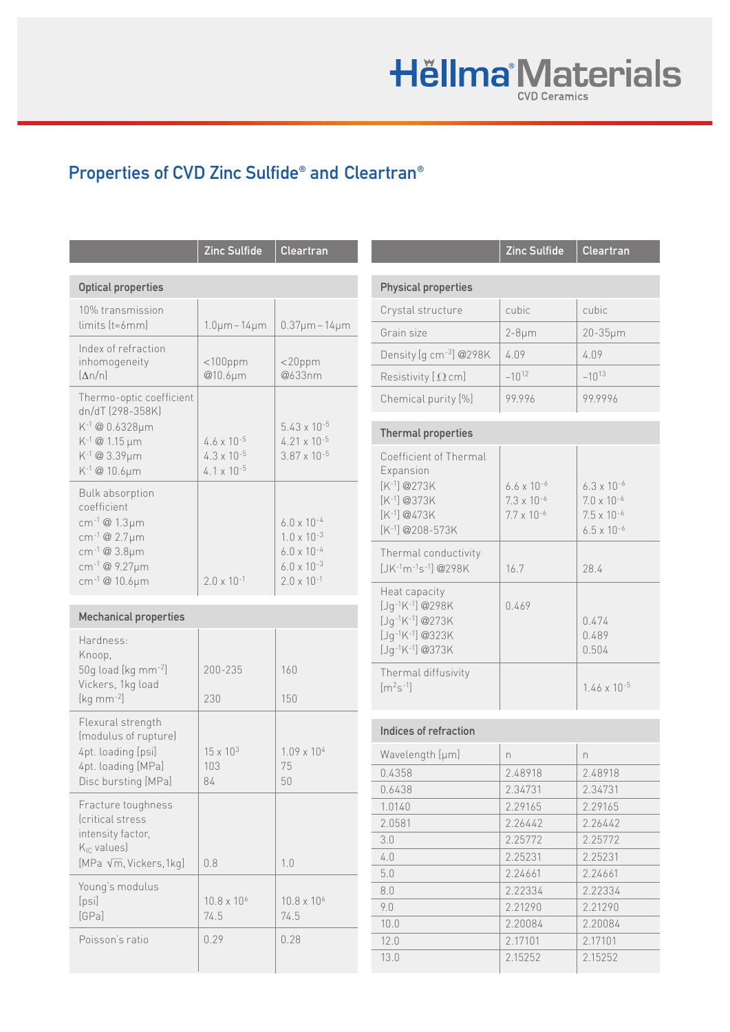## Properties of CVD Zinc Sulfide® and Cleartran®

| | Zinc Sulfide | Cleartran |
|---|---|---|
| **Optical properties** | | |
| 10% transmission limits (t=6mm) | 1.0µm – 14µm | 0.37µm – 14µm |
| Index of refraction inhomogeneity (Δn/n) | <100ppm @10.6µm | <20ppm @633nm |
| Thermo-optic coefficient dn/dT (298-358K) | | |
| $K^{-1}$ @ 0.6328µm | | $5.43 \times 10^{-5}$ |
| $K^{-1}$ @ 1.15 µm | $4.6 \times 10^{-5}$ | $4.21 \times 10^{-5}$ |
| $K^{-1}$ @ 3.39µm | $4.3 \times 10^{-5}$ | $3.87 \times 10^{-5}$ |
| $K^{-1}$ @ 10.6µm | $4.1 \times 10^{-5}$ | |
| Bulk absorption coefficient | | |
| $cm^{-1}$ @ 1.3µm | | $6.0 \times 10^{-4}$ |
| $cm^{-1}$ @ 2.7µm | | $1.0 \times 10^{-3}$ |
| $cm^{-1}$ @ 3.8µm | | $6.0 \times 10^{-4}$ |
| $cm^{-1}$ @ 9.27µm | | $6.0 \times 10^{-3}$ |
| $cm^{-1}$ @ 10.6µm | $2.0 \times 10^{-1}$ | $2.0 \times 10^{-1}$ |
| **Mechanical properties** | | |
| Hardness: Knoop, 50g load [kg $mm^{-2}$] | 200-235 | 160 |
| Vickers, 1kg load [kg $mm^{-2}$] | 230 | 150 |
| Flexural strength (modulus of rupture) | | |
| 4pt. loading [psi] | $15 \times 10^3$ | $1.09 \times 10^4$ |
| 4pt. loading [MPa] | 103 | 75 |
| Disc bursting [MPa] | 84 | 50 |
| Fracture toughness (critical stress intensity factor, $K_{IC}$ values) [MPa $\sqrt{m}$, Vickers, 1kg] | 0.8 | 1.0 |
| Young's modulus [psi] | $10.8 \times 10^6$ | $10.8 \times 10^6$ |
| Young's modulus [GPa] | 74.5 | 74.5 |
| Poisson's ratio | 0.29 | 0.28 |

| | Zinc Sulfide | Cleartran |
|---|---|---|
| **Physical properties** | | |
| Crystal structure | cubic | cubic |
| Grain size | 2-8µm | 20-35µm |
| Density [g $cm^{-3}$] @298K | 4.09 | 4.09 |
| Resistivity [Ω cm] | ~$10^{12}$ | ~$10^{13}$ |
| Chemical purity [%] | 99.996 | 99.9996 |
| **Thermal properties** | | |
| Coefficient of Thermal Expansion | | |
| [$K^{-1}$] @273K | $6.6 \times 10^{-6}$ | $6.3 \times 10^{-6}$ |
| [$K^{-1}$] @373K | $7.3 \times 10^{-6}$ | $7.0 \times 10^{-6}$ |
| [$K^{-1}$] @473K | $7.7 \times 10^{-6}$ | $7.5 \times 10^{-6}$ |
| [$K^{-1}$] @208-573K | | $6.5 \times 10^{-6}$ |
| Thermal conductivity [$JK^{-1}m^{-1}s^{-1}$] @298K | 16.7 | 28.4 |
| Heat capacity [$Jg^{-1}K^{-1}$] @298K | 0.469 | |
| [$Jg^{-1}K^{-1}$] @273K | | 0.474 |
| [$Jg^{-1}K^{-1}$] @323K | | 0.489 |
| [$Jg^{-1}K^{-1}$] @373K | | 0.504 |
| Thermal diffusivity [$m^2s^{-1}$] | | $1.46 \times 10^{-5}$ |

| **Indices of refraction** | | |
|---|---|---|
| Wavelength [µm] | n | n |
| 0.4358 | 2.48918 | 2.48918 |
| 0.6438 | 2.34731 | 2.34731 |
| 1.0140 | 2.29165 | 2.29165 |
| 2.0581 | 2.26442 | 2.26442 |
| 3.0 | 2.25772 | 2.25772 |
| 4.0 | 2.25231 | 2.25231 |
| 5.0 | 2.24661 | 2.24661 |
| 8.0 | 2.22334 | 2.22334 |
| 9.0 | 2.21290 | 2.21290 |
| 10.0 | 2.20084 | 2.20084 |
| 12.0 | 2.17101 | 2.17101 |
| 13.0 | 2.15252 | 2.15252 |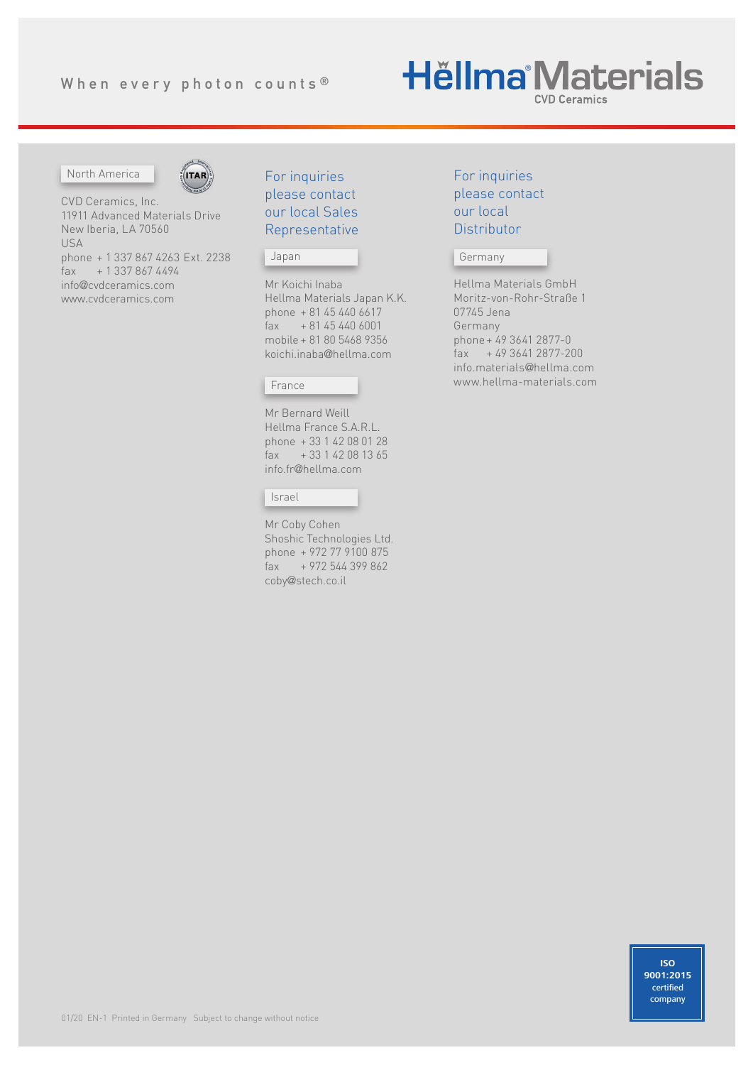When every photon counts®

# Hellma® Materials
CVD Ceramics

## North America

ITAR

CVD Ceramics, Inc.
11911 Advanced Materials Drive
New Iberia, LA 70560
USA
phone + 1 337 867 4263 Ext. 2238
fax + 1 337 867 4494
info@cvdceramics.com
www.cvdceramics.com

## For inquiries please contact our local Sales Representative

### Japan

Mr Koichi Inaba
Hellma Materials Japan K.K.
phone + 81 45 440 6617
fax + 81 45 440 6001
mobile + 81 80 5468 9356
koichi.inaba@hellma.com

### France

Mr Bernard Weill
Hellma France S.A.R.L.
phone + 33 1 42 08 01 28
fax + 33 1 42 08 13 65
info.fr@hellma.com

### Israel

Mr Coby Cohen
Shoshic Technologies Ltd.
phone + 972 77 9100 875
fax + 972 544 399 862
coby@stech.co.il

## For inquiries please contact our local Distributor

### Germany

Hellma Materials GmbH
Moritz-von-Rohr-Straße 1
07745 Jena
Germany
phone + 49 3641 2877-0
fax + 49 3641 2877-200
info.materials@hellma.com
www.hellma-materials.com

01/20 EN-1 Printed in Germany Subject to change without notice

ISO 9001:2015 certified company